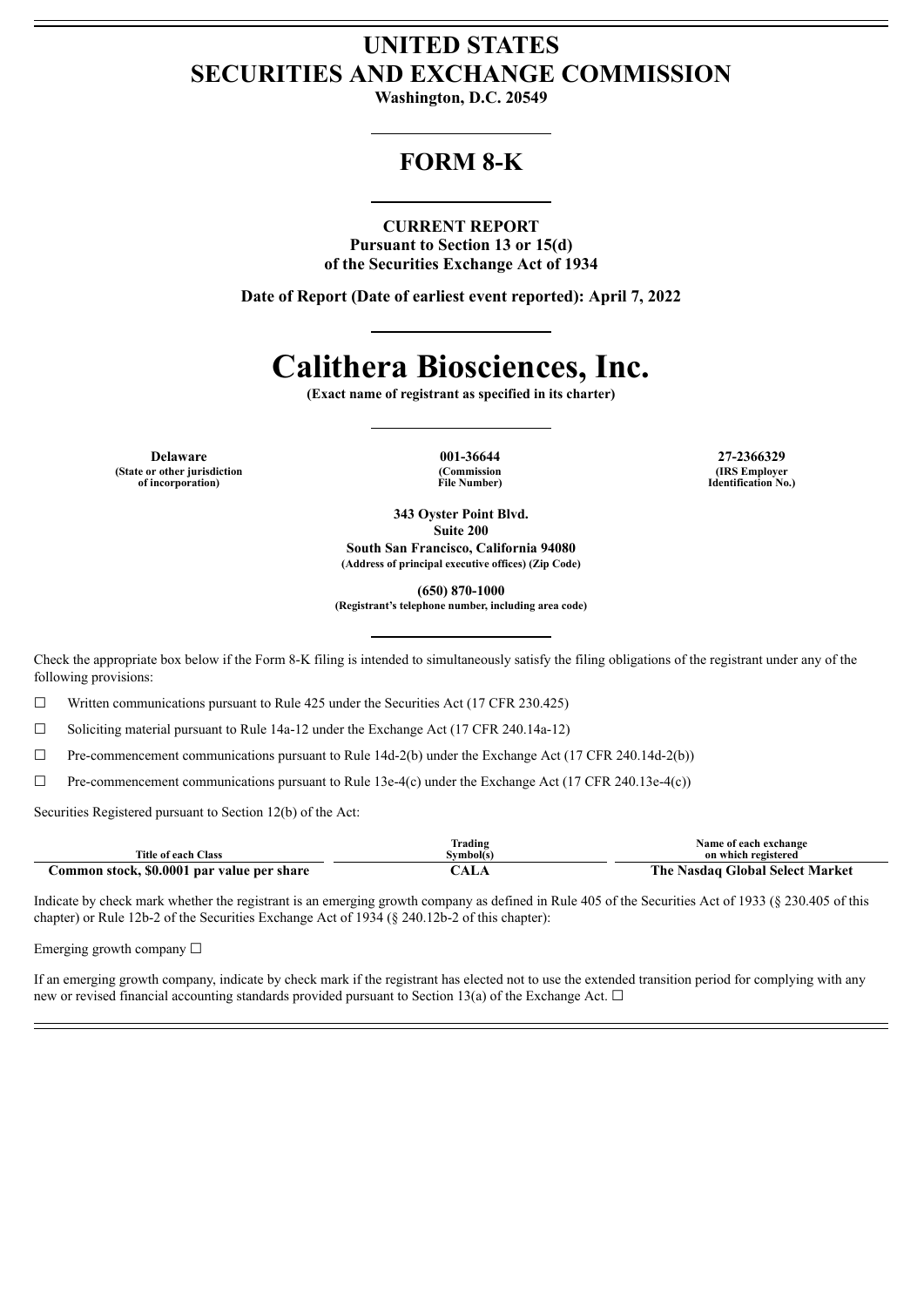# UNITED STATES
# SECURITIES AND EXCHANGE COMMISSION

**Washington, D.C. 20549**

## FORM 8-K

**CURRENT REPORT**
**Pursuant to Section 13 or 15(d)**
**of the Securities Exchange Act of 1934**

**Date of Report (Date of earliest event reported): April 7, 2022**

# Calithera Biosciences, Inc.

**(Exact name of registrant as specified in its charter)**

| Delaware | 001-36644 | 27-2366329 |
|---|---|---|
| (State or other jurisdiction of incorporation) | (Commission File Number) | (IRS Employer Identification No.) |

**343 Oyster Point Blvd.**
**Suite 200**
**South San Francisco, California 94080**
**(Address of principal executive offices) (Zip Code)**

**(650) 870-1000**
**(Registrant's telephone number, including area code)**

Check the appropriate box below if the Form 8-K filing is intended to simultaneously satisfy the filing obligations of the registrant under any of the following provisions:

☐ Written communications pursuant to Rule 425 under the Securities Act (17 CFR 230.425)

☐ Soliciting material pursuant to Rule 14a-12 under the Exchange Act (17 CFR 240.14a-12)

☐ Pre-commencement communications pursuant to Rule 14d-2(b) under the Exchange Act (17 CFR 240.14d-2(b))

☐ Pre-commencement communications pursuant to Rule 13e-4(c) under the Exchange Act (17 CFR 240.13e-4(c))

Securities Registered pursuant to Section 12(b) of the Act:

| Title of each Class | Trading Symbol(s) | Name of each exchange on which registered |
|---|---|---|
| Common stock, $0.0001 par value per share | CALA | The Nasdaq Global Select Market |

Indicate by check mark whether the registrant is an emerging growth company as defined in Rule 405 of the Securities Act of 1933 (§ 230.405 of this chapter) or Rule 12b-2 of the Securities Exchange Act of 1934 (§ 240.12b-2 of this chapter):

Emerging growth company ☐

If an emerging growth company, indicate by check mark if the registrant has elected not to use the extended transition period for complying with any new or revised financial accounting standards provided pursuant to Section 13(a) of the Exchange Act. ☐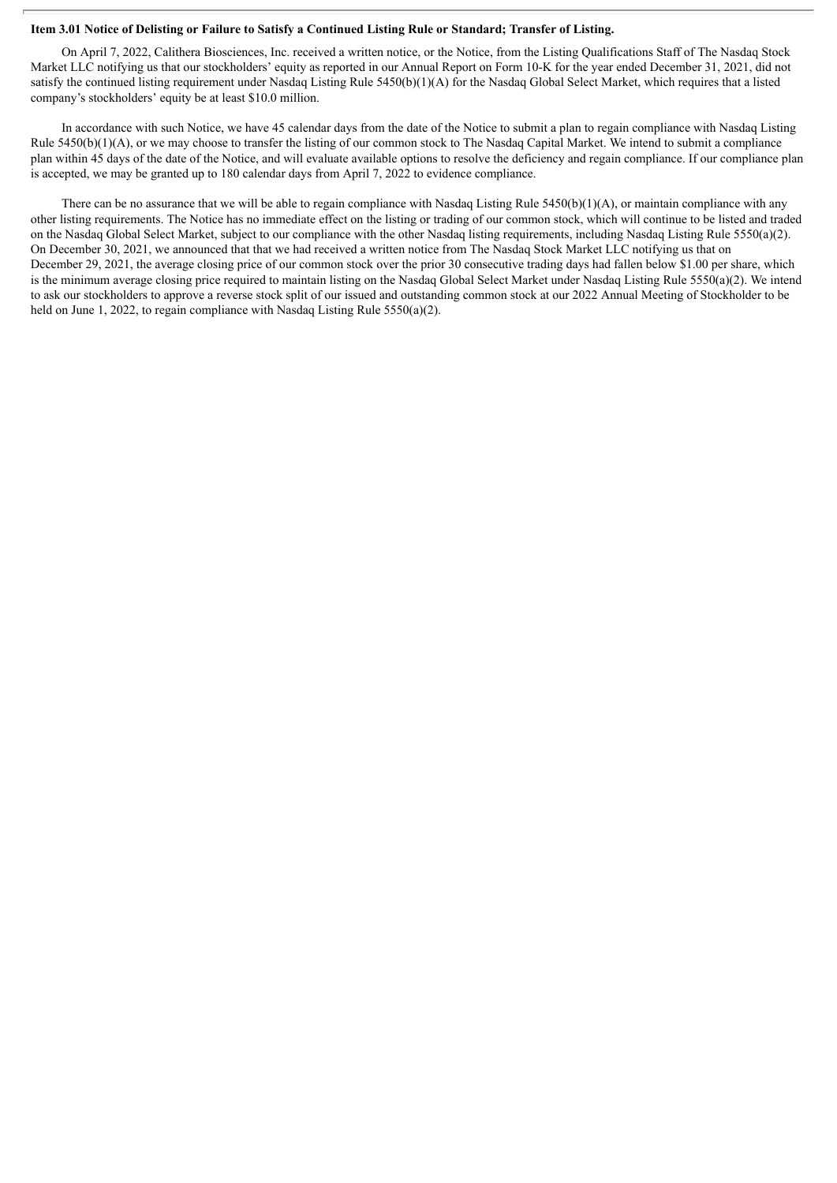**Item 3.01 Notice of Delisting or Failure to Satisfy a Continued Listing Rule or Standard; Transfer of Listing.**

On April 7, 2022, Calithera Biosciences, Inc. received a written notice, or the Notice, from the Listing Qualifications Staff of The Nasdaq Stock Market LLC notifying us that our stockholders' equity as reported in our Annual Report on Form 10-K for the year ended December 31, 2021, did not satisfy the continued listing requirement under Nasdaq Listing Rule 5450(b)(1)(A) for the Nasdaq Global Select Market, which requires that a listed company's stockholders' equity be at least $10.0 million.

In accordance with such Notice, we have 45 calendar days from the date of the Notice to submit a plan to regain compliance with Nasdaq Listing Rule 5450(b)(1)(A), or we may choose to transfer the listing of our common stock to The Nasdaq Capital Market. We intend to submit a compliance plan within 45 days of the date of the Notice, and will evaluate available options to resolve the deficiency and regain compliance. If our compliance plan is accepted, we may be granted up to 180 calendar days from April 7, 2022 to evidence compliance.

There can be no assurance that we will be able to regain compliance with Nasdaq Listing Rule 5450(b)(1)(A), or maintain compliance with any other listing requirements. The Notice has no immediate effect on the listing or trading of our common stock, which will continue to be listed and traded on the Nasdaq Global Select Market, subject to our compliance with the other Nasdaq listing requirements, including Nasdaq Listing Rule 5550(a)(2). On December 30, 2021, we announced that that we had received a written notice from The Nasdaq Stock Market LLC notifying us that on December 29, 2021, the average closing price of our common stock over the prior 30 consecutive trading days had fallen below $1.00 per share, which is the minimum average closing price required to maintain listing on the Nasdaq Global Select Market under Nasdaq Listing Rule 5550(a)(2). We intend to ask our stockholders to approve a reverse stock split of our issued and outstanding common stock at our 2022 Annual Meeting of Stockholder to be held on June 1, 2022, to regain compliance with Nasdaq Listing Rule 5550(a)(2).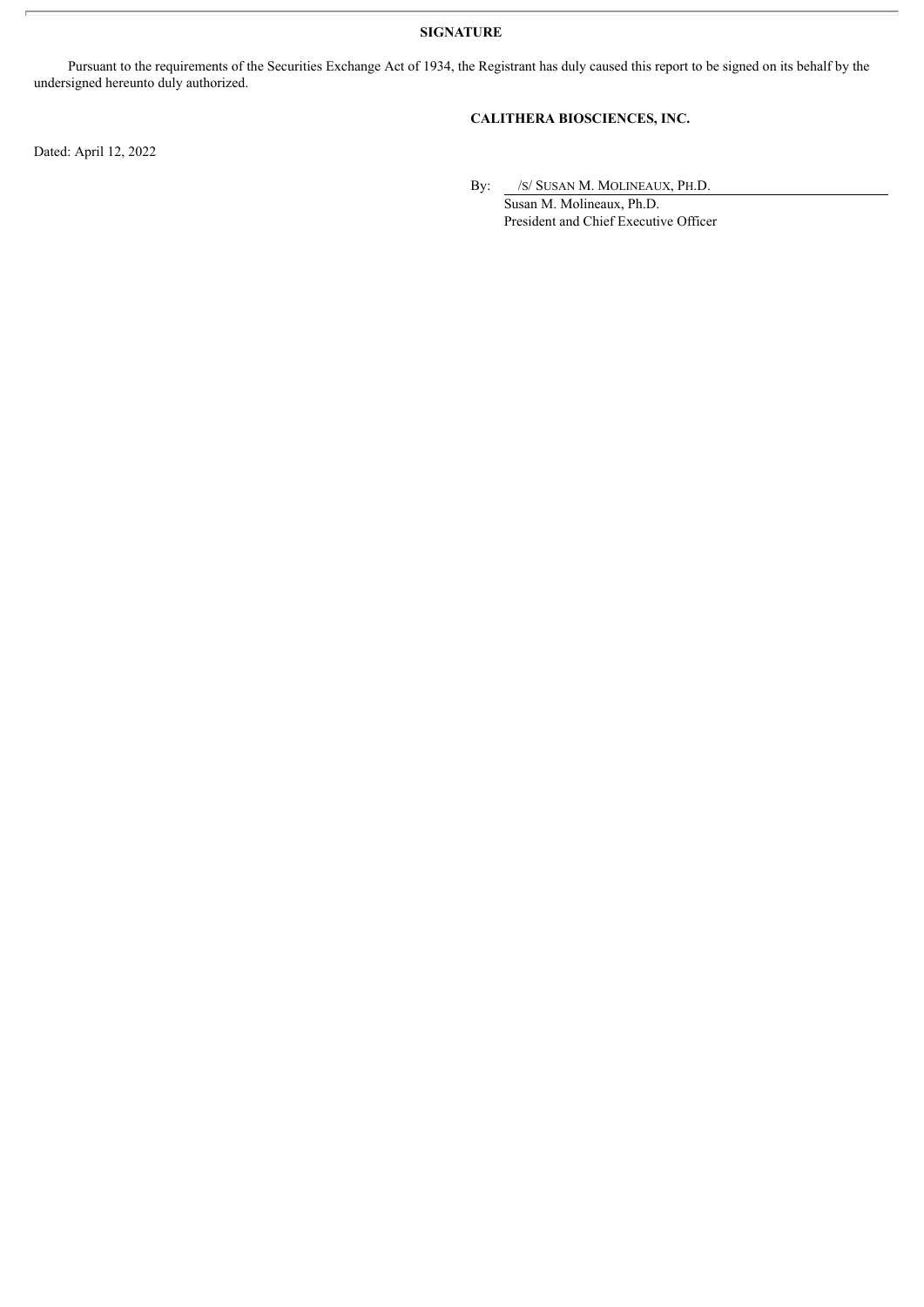**SIGNATURE**

Pursuant to the requirements of the Securities Exchange Act of 1934, the Registrant has duly caused this report to be signed on its behalf by the undersigned hereunto duly authorized.

**CALITHERA BIOSCIENCES, INC.**

Dated: April 12, 2022

By: /s/ Susan M. Molineaux, Ph.D.
Susan M. Molineaux, Ph.D.
President and Chief Executive Officer